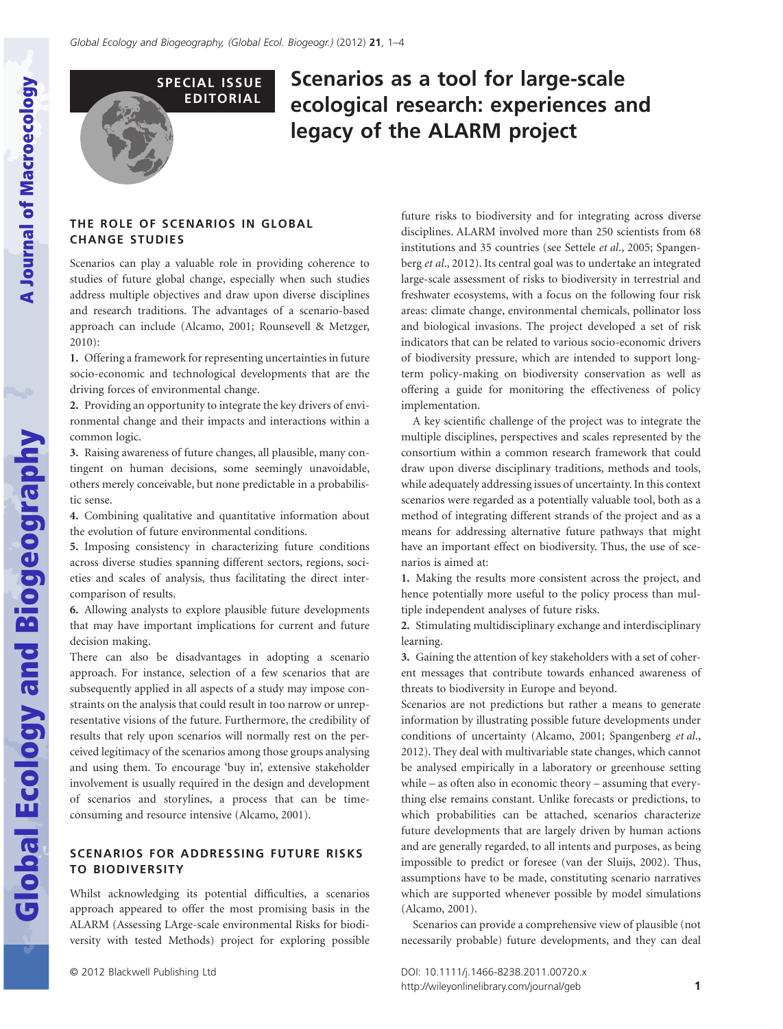SPECIAL ISSUE EDITORIAL

# Scenarios as a tool for large-scale ecological research: experiences and legacy of the ALARM project

## THE ROLE OF SCENARIOS IN GLOBAL CHANGE STUDIES

Scenarios can play a valuable role in providing coherence to studies of future global change, especially when such studies address multiple objectives and draw upon diverse disciplines and research traditions. The advantages of a scenario-based approach can include (Alcamo, 2001; Rounsevell & Metzger, 2010):

**1.** Offering a framework for representing uncertainties in future socio-economic and technological developments that are the driving forces of environmental change.

**2.** Providing an opportunity to integrate the key drivers of environmental change and their impacts and interactions within a common logic.

**3.** Raising awareness of future changes, all plausible, many contingent on human decisions, some seemingly unavoidable, others merely conceivable, but none predictable in a probabilistic sense.

**4.** Combining qualitative and quantitative information about the evolution of future environmental conditions.

**5.** Imposing consistency in characterizing future conditions across diverse studies spanning different sectors, regions, societies and scales of analysis, thus facilitating the direct intercomparison of results.

**6.** Allowing analysts to explore plausible future developments that may have important implications for current and future decision making.

There can also be disadvantages in adopting a scenario approach. For instance, selection of a few scenarios that are subsequently applied in all aspects of a study may impose constraints on the analysis that could result in too narrow or unrepresentative visions of the future. Furthermore, the credibility of results that rely upon scenarios will normally rest on the perceived legitimacy of the scenarios among those groups analysing and using them. To encourage 'buy in', extensive stakeholder involvement is usually required in the design and development of scenarios and storylines, a process that can be time-consuming and resource intensive (Alcamo, 2001).

## SCENARIOS FOR ADDRESSING FUTURE RISKS TO BIODIVERSITY

Whilst acknowledging its potential difficulties, a scenarios approach appeared to offer the most promising basis in the ALARM (Assessing LArge-scale environmental Risks for biodiversity with tested Methods) project for exploring possible future risks to biodiversity and for integrating across diverse disciplines. ALARM involved more than 250 scientists from 68 institutions and 35 countries (see Settele *et al*., 2005; Spangenberg *et al*., 2012). Its central goal was to undertake an integrated large-scale assessment of risks to biodiversity in terrestrial and freshwater ecosystems, with a focus on the following four risk areas: climate change, environmental chemicals, pollinator loss and biological invasions. The project developed a set of risk indicators that can be related to various socio-economic drivers of biodiversity pressure, which are intended to support long-term policy-making on biodiversity conservation as well as offering a guide for monitoring the effectiveness of policy implementation.

A key scientific challenge of the project was to integrate the multiple disciplines, perspectives and scales represented by the consortium within a common research framework that could draw upon diverse disciplinary traditions, methods and tools, while adequately addressing issues of uncertainty. In this context scenarios were regarded as a potentially valuable tool, both as a method of integrating different strands of the project and as a means for addressing alternative future pathways that might have an important effect on biodiversity. Thus, the use of scenarios is aimed at:

**1.** Making the results more consistent across the project, and hence potentially more useful to the policy process than multiple independent analyses of future risks.

**2.** Stimulating multidisciplinary exchange and interdisciplinary learning.

**3.** Gaining the attention of key stakeholders with a set of coherent messages that contribute towards enhanced awareness of threats to biodiversity in Europe and beyond.

Scenarios are not predictions but rather a means to generate information by illustrating possible future developments under conditions of uncertainty (Alcamo, 2001; Spangenberg *et al*., 2012). They deal with multivariable state changes, which cannot be analysed empirically in a laboratory or greenhouse setting while – as often also in economic theory – assuming that everything else remains constant. Unlike forecasts or predictions, to which probabilities can be attached, scenarios characterize future developments that are largely driven by human actions and are generally regarded, to all intents and purposes, as being impossible to predict or foresee (van der Sluijs, 2002). Thus, assumptions have to be made, constituting scenario narratives which are supported whenever possible by model simulations (Alcamo, 2001).

Scenarios can provide a comprehensive view of plausible (not necessarily probable) future developments, and they can deal

© 2012 Blackwell Publishing Ltd

DOI: 10.1111/j.1466-8238.2011.00720.x
http://wileyonlinelibrary.com/journal/geb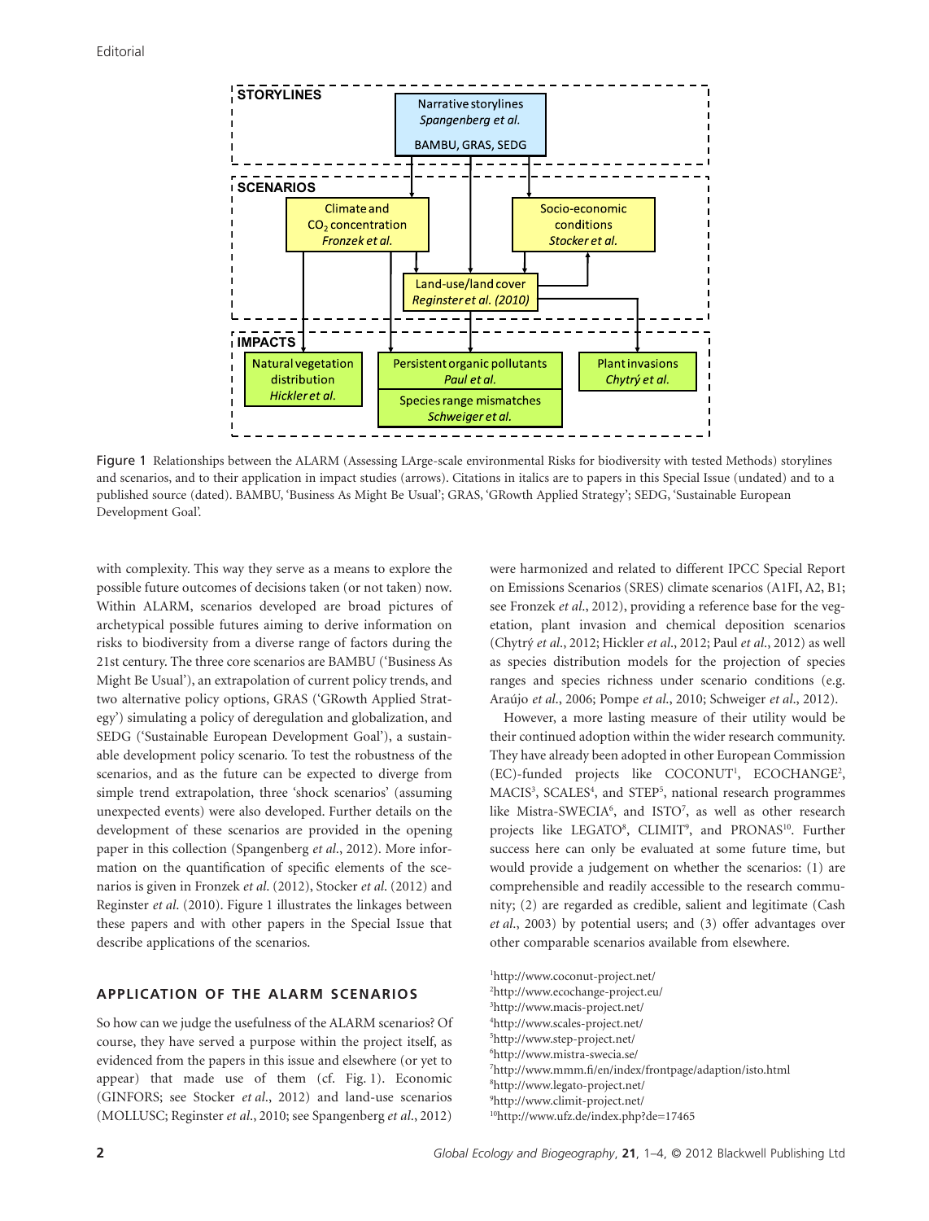STORYLINES

Narrative storylines
*Spangenberg et al.*
BAMBU, GRAS, SEDG

SCENARIOS

Climate and $CO_2$ concentration
*Fronzek et al.*

Socio-economic conditions
*Stocker et al.*

Land-use/land cover
*Reginster et al. (2010)*

IMPACTS

Natural vegetation distribution
*Hickler et al.*

Persistent organic pollutants
*Paul et al.*

Species range mismatches
*Schweiger et al.*

Plant invasions
*Chytrý et al.*

Figure 1 Relationships between the ALARM (Assessing LArge-scale environmental Risks for biodiversity with tested Methods) storylines and scenarios, and to their application in impact studies (arrows). Citations in italics are to papers in this Special Issue (undated) and to a published source (dated). BAMBU, 'Business As Might Be Usual'; GRAS, 'GRowth Applied Strategy'; SEDG, 'Sustainable European Development Goal'.

with complexity. This way they serve as a means to explore the possible future outcomes of decisions taken (or not taken) now. Within ALARM, scenarios developed are broad pictures of archetypical possible futures aiming to derive information on risks to biodiversity from a diverse range of factors during the 21st century. The three core scenarios are BAMBU ('Business As Might Be Usual'), an extrapolation of current policy trends, and two alternative policy options, GRAS ('GRowth Applied Strategy') simulating a policy of deregulation and globalization, and SEDG ('Sustainable European Development Goal'), a sustainable development policy scenario. To test the robustness of the scenarios, and as the future can be expected to diverge from simple trend extrapolation, three 'shock scenarios' (assuming unexpected events) were also developed. Further details on the development of these scenarios are provided in the opening paper in this collection (Spangenberg *et al.*, 2012). More information on the quantification of specific elements of the scenarios is given in Fronzek *et al.* (2012), Stocker *et al.* (2012) and Reginster *et al.* (2010). Figure 1 illustrates the linkages between these papers and with other papers in the Special Issue that describe applications of the scenarios.

## APPLICATION OF THE ALARM SCENARIOS

So how can we judge the usefulness of the ALARM scenarios? Of course, they have served a purpose within the project itself, as evidenced from the papers in this issue and elsewhere (or yet to appear) that made use of them (cf. Fig. 1). Economic (GINFORS; see Stocker *et al.*, 2012) and land-use scenarios (MOLLUSC; Reginster *et al.*, 2010; see Spangenberg *et al.*, 2012) were harmonized and related to different IPCC Special Report on Emissions Scenarios (SRES) climate scenarios (A1FI, A2, B1; see Fronzek *et al.*, 2012), providing a reference base for the vegetation, plant invasion and chemical deposition scenarios (Chytrý *et al.*, 2012; Hickler *et al.*, 2012; Paul *et al.*, 2012) as well as species distribution models for the projection of species ranges and species richness under scenario conditions (e.g. Araújo *et al.*, 2006; Pompe *et al.*, 2010; Schweiger *et al.*, 2012).

However, a more lasting measure of their utility would be their continued adoption within the wider research community. They have already been adopted in other European Commission (EC)-funded projects like COCONUT[1], ECOCHANGE[2], MACIS[3], SCALES[4], and STEP[5], national research programmes like Mistra-SWECIA[6], and ISTO[7], as well as other research projects like LEGATO[8], CLIMIT[9], and PRONAS[10]. Further success here can only be evaluated at some future time, but would provide a judgement on whether the scenarios: (1) are comprehensible and readily accessible to the research community; (2) are regarded as credible, salient and legitimate (Cash *et al.*, 2003) by potential users; and (3) offer advantages over other comparable scenarios available from elsewhere.

[1]http://www.coconut-project.net/
[2]http://www.ecochange-project.eu/
[3]http://www.macis-project.net/
[4]http://www.scales-project.net/
[5]http://www.step-project.net/
[6]http://www.mistra-swecia.se/
[7]http://www.mmm.fi/en/index/frontpage/adaption/isto.html
[8]http://www.legato-project.net/
[9]http://www.climit-project.net/
[10]http://www.ufz.de/index.php?de=17465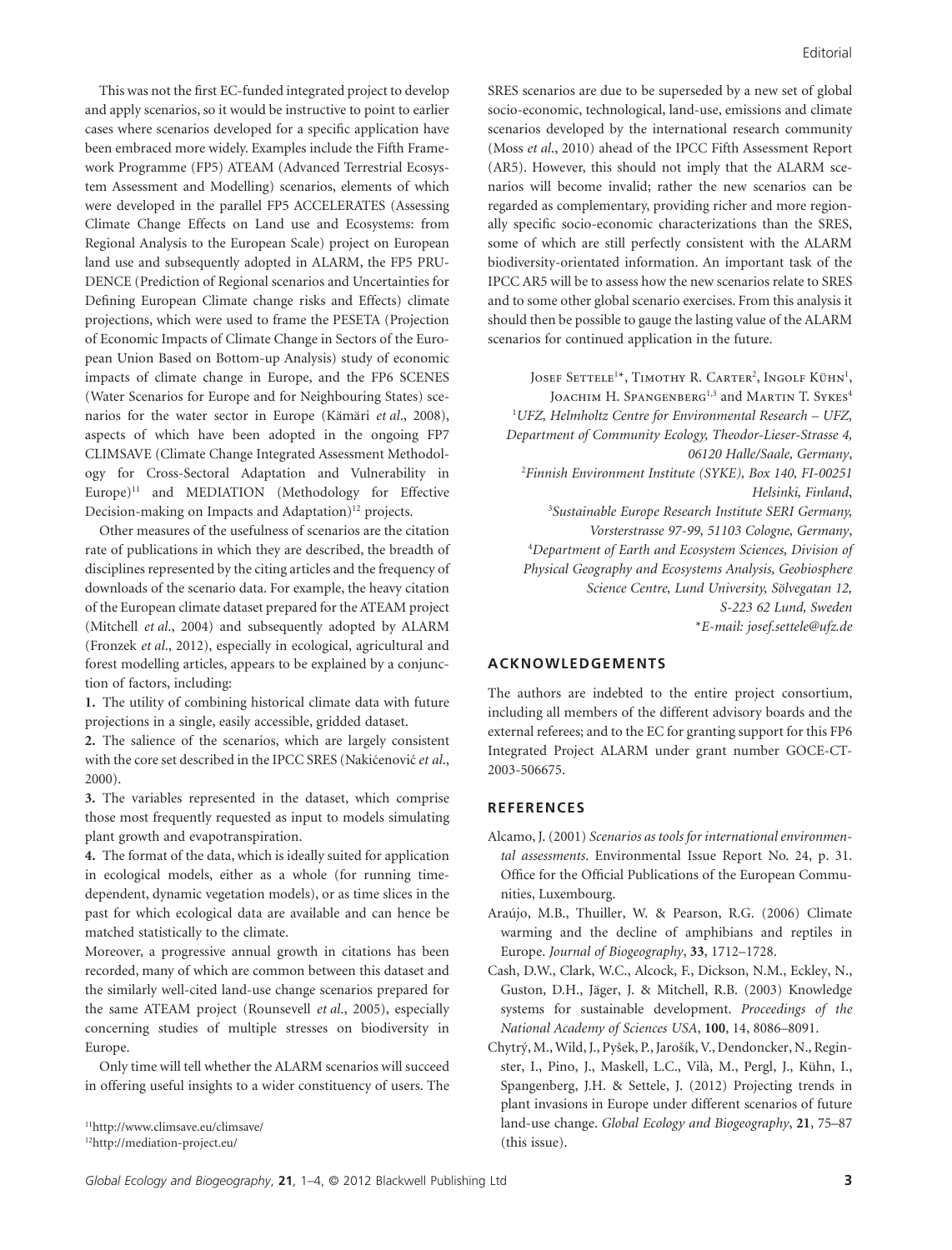This was not the first EC-funded integrated project to develop and apply scenarios, so it would be instructive to point to earlier cases where scenarios developed for a specific application have been embraced more widely. Examples include the Fifth Framework Programme (FP5) ATEAM (Advanced Terrestrial Ecosystem Assessment and Modelling) scenarios, elements of which were developed in the parallel FP5 ACCELERATES (Assessing Climate Change Effects on Land use and Ecosystems: from Regional Analysis to the European Scale) project on European land use and subsequently adopted in ALARM, the FP5 PRUDENCE (Prediction of Regional scenarios and Uncertainties for Defining European Climate change risks and Effects) climate projections, which were used to frame the PESETA (Projection of Economic Impacts of Climate Change in Sectors of the European Union Based on Bottom-up Analysis) study of economic impacts of climate change in Europe, and the FP6 SCENES (Water Scenarios for Europe and for Neighbouring States) scenarios for the water sector in Europe (Kämäri *et al*., 2008), aspects of which have been adopted in the ongoing FP7 CLIMSAVE (Climate Change Integrated Assessment Methodology for Cross-Sectoral Adaptation and Vulnerability in Europe)[11] and MEDIATION (Methodology for Effective Decision-making on Impacts and Adaptation)[12] projects.

Other measures of the usefulness of scenarios are the citation rate of publications in which they are described, the breadth of disciplines represented by the citing articles and the frequency of downloads of the scenario data. For example, the heavy citation of the European climate dataset prepared for the ATEAM project (Mitchell *et al*., 2004) and subsequently adopted by ALARM (Fronzek *et al*., 2012), especially in ecological, agricultural and forest modelling articles, appears to be explained by a conjunction of factors, including:

**1.** The utility of combining historical climate data with future projections in a single, easily accessible, gridded dataset.

**2.** The salience of the scenarios, which are largely consistent with the core set described in the IPCC SRES (Nakićenović *et al*., 2000).

**3.** The variables represented in the dataset, which comprise those most frequently requested as input to models simulating plant growth and evapotranspiration.

**4.** The format of the data, which is ideally suited for application in ecological models, either as a whole (for running time-dependent, dynamic vegetation models), or as time slices in the past for which ecological data are available and can hence be matched statistically to the climate.

Moreover, a progressive annual growth in citations has been recorded, many of which are common between this dataset and the similarly well-cited land-use change scenarios prepared for the same ATEAM project (Rounsevell *et al*., 2005), especially concerning studies of multiple stresses on biodiversity in Europe.

Only time will tell whether the ALARM scenarios will succeed in offering useful insights to a wider constituency of users. The SRES scenarios are due to be superseded by a new set of global socio-economic, technological, land-use, emissions and climate scenarios developed by the international research community (Moss *et al*., 2010) ahead of the IPCC Fifth Assessment Report (AR5). However, this should not imply that the ALARM scenarios will become invalid; rather the new scenarios can be regarded as complementary, providing richer and more regionally specific socio-economic characterizations than the SRES, some of which are still perfectly consistent with the ALARM biodiversity-orientated information. An important task of the IPCC AR5 will be to assess how the new scenarios relate to SRES and to some other global scenario exercises. From this analysis it should then be possible to gauge the lasting value of the ALARM scenarios for continued application in the future.

Josef Settele[1]*, Timothy R. Carter[2], Ingolf Kühn[1], Joachim H. Spangenberg[1,3] and Martin T. Sykes[4]

[1]*UFZ, Helmholtz Centre for Environmental Research – UFZ, Department of Community Ecology, Theodor-Lieser-Strasse 4, 06120 Halle/Saale, Germany*,

[2]*Finnish Environment Institute (SYKE), Box 140, FI-00251 Helsinki, Finland*,

[3]*Sustainable Europe Research Institute SERI Germany, Vorsterstrasse 97-99, 51103 Cologne, Germany*,

[4]*Department of Earth and Ecosystem Sciences, Division of Physical Geography and Ecosystems Analysis, Geobiosphere Science Centre, Lund University, Sölvegatan 12, S-223 62 Lund, Sweden*

**E-mail: josef.settele@ufz.de*

## ACKNOWLEDGEMENTS

The authors are indebted to the entire project consortium, including all members of the different advisory boards and the external referees; and to the EC for granting support for this FP6 Integrated Project ALARM under grant number GOCE-CT-2003-506675.

## REFERENCES

Alcamo, J. (2001) *Scenarios as tools for international environmental assessments*. Environmental Issue Report No. 24, p. 31. Office for the Official Publications of the European Communities, Luxembourg.

Araújo, M.B., Thuiller, W. & Pearson, R.G. (2006) Climate warming and the decline of amphibians and reptiles in Europe. *Journal of Biogeography*, **33**, 1712–1728.

Cash, D.W., Clark, W.C., Alcock, F., Dickson, N.M., Eckley, N., Guston, D.H., Jäger, J. & Mitchell, R.B. (2003) Knowledge systems for sustainable development. *Proceedings of the National Academy of Sciences USA*, **100**, 14, 8086–8091.

Chytrý, M., Wild, J., Pyšek, P., Jarošík, V., Dendoncker, N., Reginster, I., Pino, J., Maskell, L.C., Vilà, M., Pergl, J., Kühn, I., Spangenberg, J.H. & Settele, J. (2012) Projecting trends in plant invasions in Europe under different scenarios of future land-use change. *Global Ecology and Biogeography*, **21**, 75–87 (this issue).

[11]http://www.climsave.eu/climsave/

[12]http://mediation-project.eu/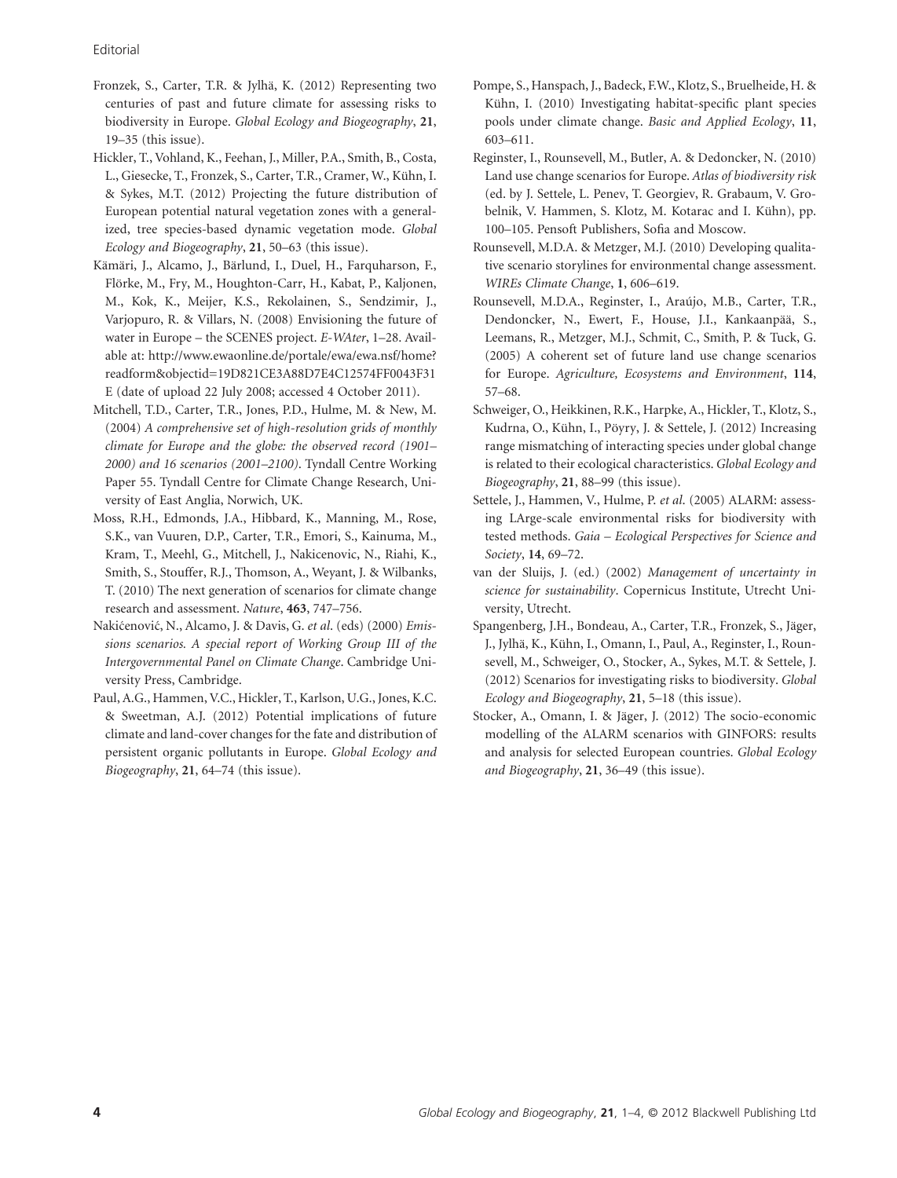Fronzek, S., Carter, T.R. & Jylhä, K. (2012) Representing two centuries of past and future climate for assessing risks to biodiversity in Europe. *Global Ecology and Biogeography*, **21**, 19–35 (this issue).

Hickler, T., Vohland, K., Feehan, J., Miller, P.A., Smith, B., Costa, L., Giesecke, T., Fronzek, S., Carter, T.R., Cramer, W., Kühn, I. & Sykes, M.T. (2012) Projecting the future distribution of European potential natural vegetation zones with a generalized, tree species-based dynamic vegetation mode. *Global Ecology and Biogeography*, **21**, 50–63 (this issue).

Kämäri, J., Alcamo, J., Bärlund, I., Duel, H., Farquharson, F., Flörke, M., Fry, M., Houghton-Carr, H., Kabat, P., Kaljonen, M., Kok, K., Meijer, K.S., Rekolainen, S., Sendzimir, J., Varjopuro, R. & Villars, N. (2008) Envisioning the future of water in Europe – the SCENES project. *E-WAter*, 1–28. Available at: http://www.ewaonline.de/portale/ewa/ewa.nsf/home?readform&objectid=19D821CE3A88D7E4C12574FF0043F31E (date of upload 22 July 2008; accessed 4 October 2011).

Mitchell, T.D., Carter, T.R., Jones, P.D., Hulme, M. & New, M. (2004) *A comprehensive set of high-resolution grids of monthly climate for Europe and the globe: the observed record (1901–2000) and 16 scenarios (2001–2100)*. Tyndall Centre Working Paper 55. Tyndall Centre for Climate Change Research, University of East Anglia, Norwich, UK.

Moss, R.H., Edmonds, J.A., Hibbard, K., Manning, M., Rose, S.K., van Vuuren, D.P., Carter, T.R., Emori, S., Kainuma, M., Kram, T., Meehl, G., Mitchell, J., Nakicenovic, N., Riahi, K., Smith, S., Stouffer, R.J., Thomson, A., Weyant, J. & Wilbanks, T. (2010) The next generation of scenarios for climate change research and assessment. *Nature*, **463**, 747–756.

Nakićenović, N., Alcamo, J. & Davis, G. *et al.* (eds) (2000) *Emissions scenarios. A special report of Working Group III of the Intergovernmental Panel on Climate Change*. Cambridge University Press, Cambridge.

Paul, A.G., Hammen, V.C., Hickler, T., Karlson, U.G., Jones, K.C. & Sweetman, A.J. (2012) Potential implications of future climate and land-cover changes for the fate and distribution of persistent organic pollutants in Europe. *Global Ecology and Biogeography*, **21**, 64–74 (this issue).

Pompe, S., Hanspach, J., Badeck, F.W., Klotz, S., Bruelheide, H. & Kühn, I. (2010) Investigating habitat-specific plant species pools under climate change. *Basic and Applied Ecology*, **11**, 603–611.

Reginster, I., Rounsevell, M., Butler, A. & Dedoncker, N. (2010) Land use change scenarios for Europe. *Atlas of biodiversity risk* (ed. by J. Settele, L. Penev, T. Georgiev, R. Grabaum, V. Grobelnik, V. Hammen, S. Klotz, M. Kotarac and I. Kühn), pp. 100–105. Pensoft Publishers, Sofia and Moscow.

Rounsevell, M.D.A. & Metzger, M.J. (2010) Developing qualitative scenario storylines for environmental change assessment. *WIREs Climate Change*, **1**, 606–619.

Rounsevell, M.D.A., Reginster, I., Araújo, M.B., Carter, T.R., Dendoncker, N., Ewert, F., House, J.I., Kankaanpää, S., Leemans, R., Metzger, M.J., Schmit, C., Smith, P. & Tuck, G. (2005) A coherent set of future land use change scenarios for Europe. *Agriculture, Ecosystems and Environment*, **114**, 57–68.

Schweiger, O., Heikkinen, R.K., Harpke, A., Hickler, T., Klotz, S., Kudrna, O., Kühn, I., Pöyry, J. & Settele, J. (2012) Increasing range mismatching of interacting species under global change is related to their ecological characteristics. *Global Ecology and Biogeography*, **21**, 88–99 (this issue).

Settele, J., Hammen, V., Hulme, P. *et al.* (2005) ALARM: assessing LArge-scale environmental risks for biodiversity with tested methods. *Gaia – Ecological Perspectives for Science and Society*, **14**, 69–72.

van der Sluijs, J. (ed.) (2002) *Management of uncertainty in science for sustainability*. Copernicus Institute, Utrecht University, Utrecht.

Spangenberg, J.H., Bondeau, A., Carter, T.R., Fronzek, S., Jäger, J., Jylhä, K., Kühn, I., Omann, I., Paul, A., Reginster, I., Rounsevell, M., Schweiger, O., Stocker, A., Sykes, M.T. & Settele, J. (2012) Scenarios for investigating risks to biodiversity. *Global Ecology and Biogeography*, **21**, 5–18 (this issue).

Stocker, A., Omann, I. & Jäger, J. (2012) The socio-economic modelling of the ALARM scenarios with GINFORS: results and analysis for selected European countries. *Global Ecology and Biogeography*, **21**, 36–49 (this issue).